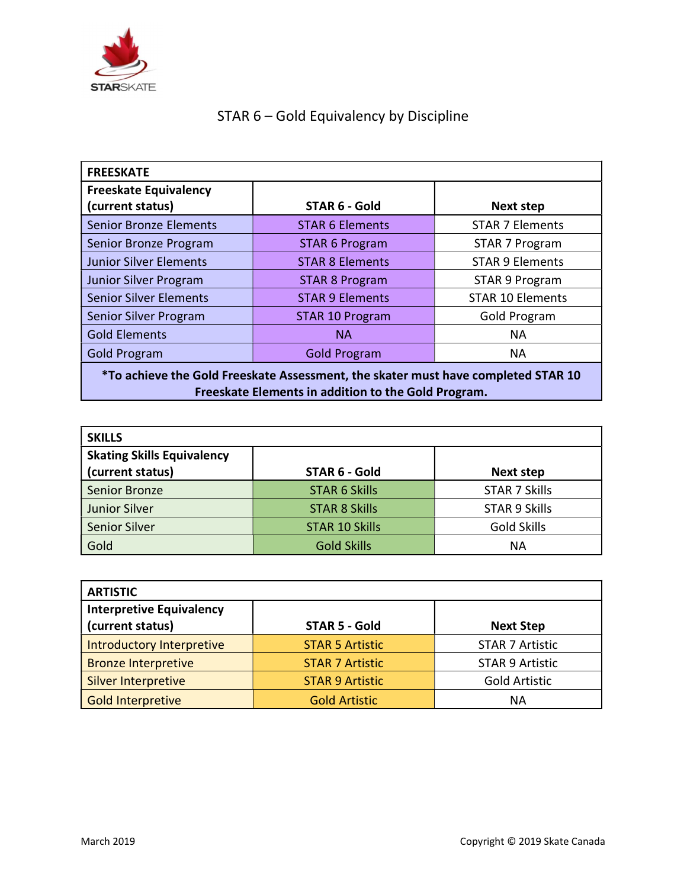# STAR 6 – Gold Equivalency by Discipline

| FREESKATE | | |
|---|---|---|
| **Freeskate Equivalency (current status)** | **STAR 6 - Gold** | **Next step** |
| Senior Bronze Elements | STAR 6 Elements | STAR 7 Elements |
| Senior Bronze Program | STAR 6 Program | STAR 7 Program |
| Junior Silver Elements | STAR 8 Elements | STAR 9 Elements |
| Junior Silver Program | STAR 8 Program | STAR 9 Program |
| Senior Silver Elements | STAR 9 Elements | STAR 10 Elements |
| Senior Silver Program | STAR 10 Program | Gold Program |
| Gold Elements | NA | NA |
| Gold Program | Gold Program | NA |

**\*To achieve the Gold Freeskate Assessment, the skater must have completed STAR 10 Freeskate Elements in addition to the Gold Program.**

| SKILLS | | |
|---|---|---|
| **Skating Skills Equivalency (current status)** | **STAR 6 - Gold** | **Next step** |
| Senior Bronze | STAR 6 Skills | STAR 7 Skills |
| Junior Silver | STAR 8 Skills | STAR 9 Skills |
| Senior Silver | STAR 10 Skills | Gold Skills |
| Gold | Gold Skills | NA |

| ARTISTIC | | |
|---|---|---|
| **Interpretive Equivalency (current status)** | **STAR 5 - Gold** | **Next Step** |
| Introductory Interpretive | STAR 5 Artistic | STAR 7 Artistic |
| Bronze Interpretive | STAR 7 Artistic | STAR 9 Artistic |
| Silver Interpretive | STAR 9 Artistic | Gold Artistic |
| Gold Interpretive | Gold Artistic | NA |

March 2019

Copyright © 2019 Skate Canada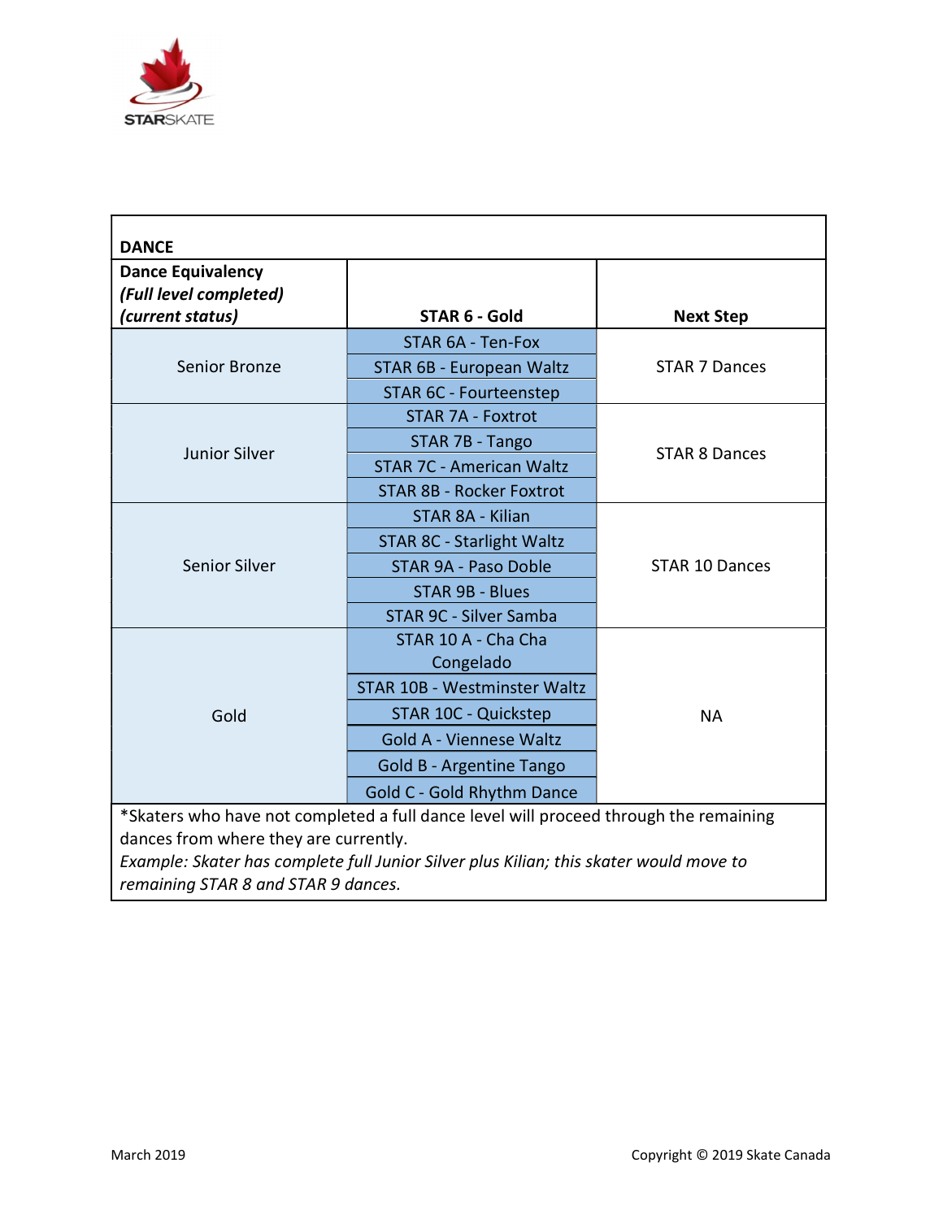| DANCE | | |
|---|---|---|
| **Dance Equivalency** ***(Full level completed)*** ***(current status)*** | **STAR 6 - Gold** | **Next Step** |
| Senior Bronze | STAR 6A - Ten-Fox | STAR 7 Dances |
| | STAR 6B - European Waltz | |
| | STAR 6C - Fourteenstep | |
| Junior Silver | STAR 7A - Foxtrot | STAR 8 Dances |
| | STAR 7B - Tango | |
| | STAR 7C - American Waltz | |
| | STAR 8B - Rocker Foxtrot | |
| Senior Silver | STAR 8A - Kilian | STAR 10 Dances |
| | STAR 8C - Starlight Waltz | |
| | STAR 9A - Paso Doble | |
| | STAR 9B - Blues | |
| | STAR 9C - Silver Samba | |
| Gold | STAR 10 A - Cha Cha Congelado | NA |
| | STAR 10B - Westminster Waltz | |
| | STAR 10C - Quickstep | |
| | Gold A - Viennese Waltz | |
| | Gold B - Argentine Tango | |
| | Gold C - Gold Rhythm Dance | |

*Skaters who have not completed a full dance level will proceed through the remaining dances from where they are currently.

*Example: Skater has complete full Junior Silver plus Kilian; this skater would move to remaining STAR 8 and STAR 9 dances.*

March 2019

Copyright © 2019 Skate Canada